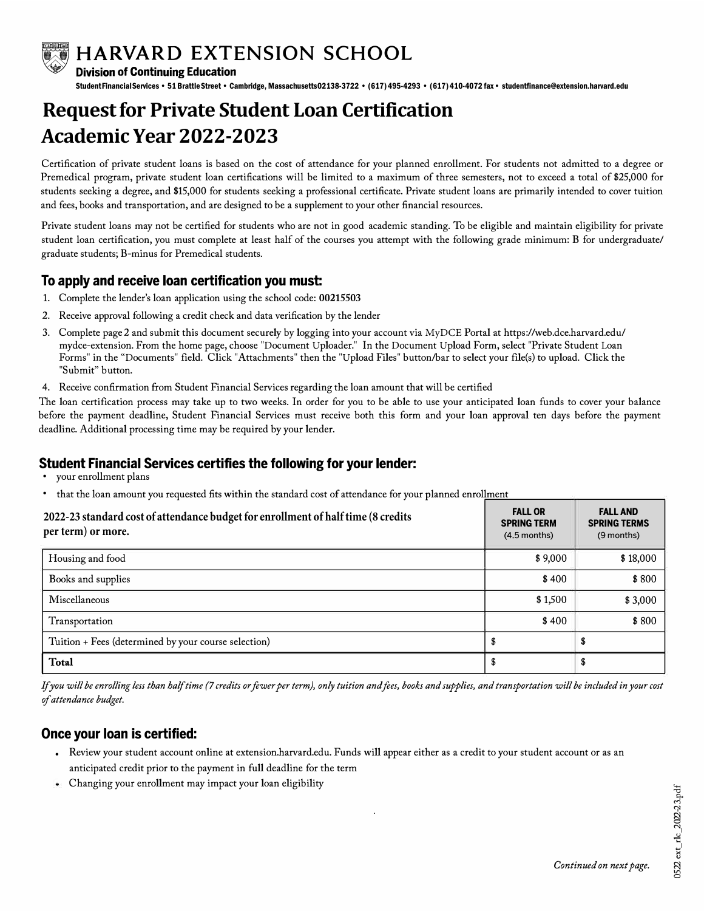# HARVARD EXTENSION SCHOOL

**Division of Continuing Education**

Student Financial Services • 51 Brattle Street • Cambridge, Massachusetts 02138-3722 • (617) 495-4293 • (617) 410-4072 fax • studentfinance@extension.harvard.edu

# Request for Private Student Loan Certification
# Academic Year 2022-2023

Certification of private student loans is based on the cost of attendance for your planned enrollment. For students not admitted to a degree or Premedical program, private student loan certifications will be limited to a maximum of three semesters, not to exceed a total of $25,000 for students seeking a degree, and $15,000 for students seeking a professional certificate. Private student loans are primarily intended to cover tuition and fees, books and transportation, and are designed to be a supplement to your other financial resources.

Private student loans may not be certified for students who are not in good academic standing. To be eligible and maintain eligibility for private student loan certification, you must complete at least half of the courses you attempt with the following grade minimum: B for undergraduate/graduate students; B-minus for Premedical students.

## To apply and receive loan certification you must:

1. Complete the lender's loan application using the school code: **00215503**
2. Receive approval following a credit check and data verification by the lender
3. Complete page 2 and submit this document securely by logging into your account via MyDCE Portal at https://web.dce.harvard.edu/mydce-extension. From the home page, choose "Document Uploader." In the Document Upload Form, select "Private Student Loan Forms" in the "Documents" field. Click "Attachments" then the "Upload Files" button/bar to select your file(s) to upload. Click the "Submit" button.
4. Receive confirmation from Student Financial Services regarding the loan amount that will be certified

The loan certification process may take up to two weeks. In order for you to be able to use your anticipated loan funds to cover your balance before the payment deadline, Student Financial Services must receive both this form and your loan approval ten days before the payment deadline. Additional processing time may be required by your lender.

## Student Financial Services certifies the following for your lender:

- your enrollment plans
- that the loan amount you requested fits within the standard cost of attendance for your planned enrollment

| 2022-23 standard cost of attendance budget for enrollment of half time (8 credits per term) or more. | FALL OR SPRING TERM (4.5 months) | FALL AND SPRING TERMS (9 months) |
|---|---|---|
| Housing and food | $ 9,000 | $ 18,000 |
| Books and supplies | $ 400 | $ 800 |
| Miscellaneous | $ 1,500 | $ 3,000 |
| Transportation | $ 400 | $ 800 |
| Tuition + Fees (determined by your course selection) | $ | $ |
| **Total** | $ | $ |

*If you will be enrolling less than half time (7 credits or fewer per term), only tuition and fees, books and supplies, and transportation will be included in your cost of attendance budget.*

## Once your loan is certified:

- Review your student account online at extension.harvard.edu. Funds will appear either as a credit to your student account or as an anticipated credit prior to the payment in full deadline for the term
- Changing your enrollment may impact your loan eligibility

*Continued on next page.*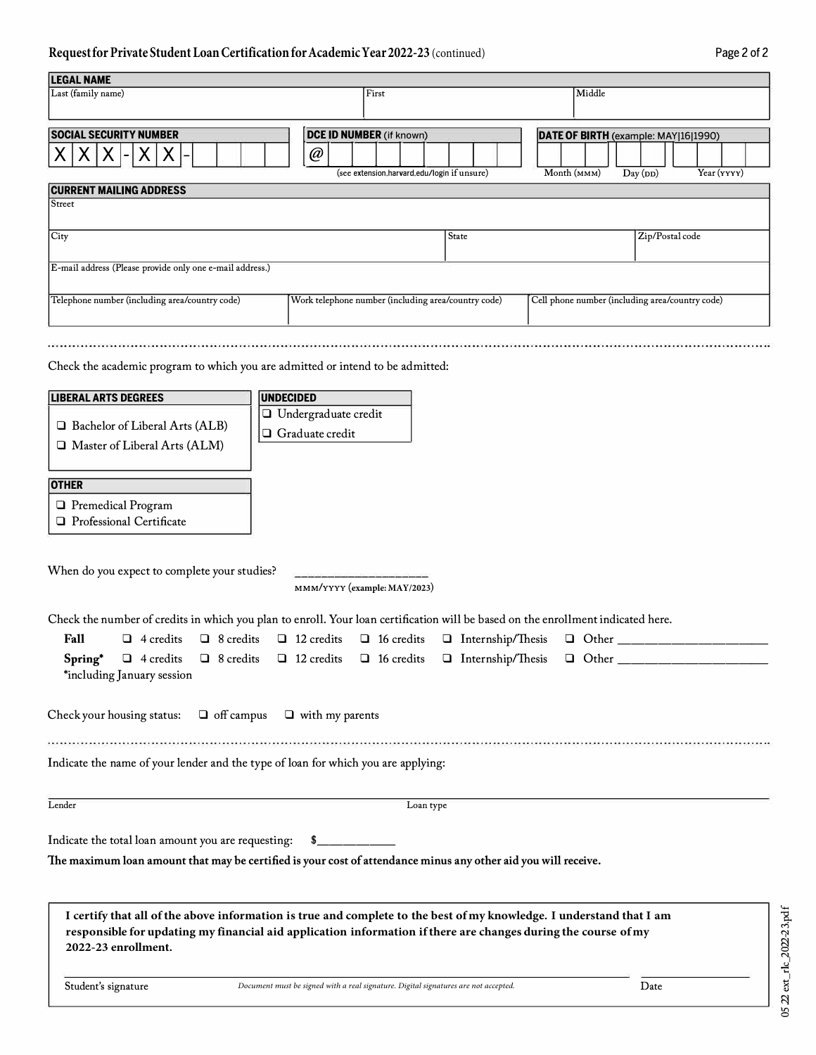**Request for Private Student Loan Certification for Academic Year 2022-23** (continued)

| **LEGAL NAME** | | |
|---|---|---|
| Last (family name) | First | Middle |
| | | |

| **SOCIAL SECURITY NUMBER** | **DCE ID NUMBER** (if known) | **DATE OF BIRTH** (example: MAY\|16\|1990) |
|---|---|---|
| X X X - X X - | @ | |
| | (see extension.harvard.edu/login if unsure) | Month (MMM) Day (DD) Year (YYYY) |

| **CURRENT MAILING ADDRESS** | | |
|---|---|---|
| Street | | |
| City | State | Zip/Postal code |
| E-mail address (Please provide only one e-mail address.) | | |
| Telephone number (including area/country code) | Work telephone number (including area/country code) | Cell phone number (including area/country code) |

Check the academic program to which you are admitted or intend to be admitted:

**LIBERAL ARTS DEGREES**

- ❑ Bachelor of Liberal Arts (ALB)
- ❑ Master of Liberal Arts (ALM)

**UNDECIDED**

- ❑ Undergraduate credit
- ❑ Graduate credit

**OTHER**

- ❑ Premedical Program
- ❑ Professional Certificate

When do you expect to complete your studies? ____________________
MMM/YYYY (example: MAY/2023)

Check the number of credits in which you plan to enroll. Your loan certification will be based on the enrollment indicated here.

**Fall** ❑ 4 credits ❑ 8 credits ❑ 12 credits ❑ 16 credits ❑ Internship/Thesis ❑ Other ____________________

**Spring*** ❑ 4 credits ❑ 8 credits ❑ 12 credits ❑ 16 credits ❑ Internship/Thesis ❑ Other ____________________

*including January session

Check your housing status: ❑ off campus ❑ with my parents

Indicate the name of your lender and the type of loan for which you are applying:

______________________________ ______________________________
Lender Loan type

Indicate the total loan amount you are requesting: $____________

**The maximum loan amount that may be certified is your cost of attendance minus any other aid you will receive.**

**I certify that all of the above information is true and complete to the best of my knowledge. I understand that I am responsible for updating my financial aid application information if there are changes during the course of my 2022-23 enrollment.**

______________________________ ______________
Student's signature *Document must be signed with a real signature. Digital signatures are not accepted.* Date

05 22 ext_rlc_2022-23.pdf